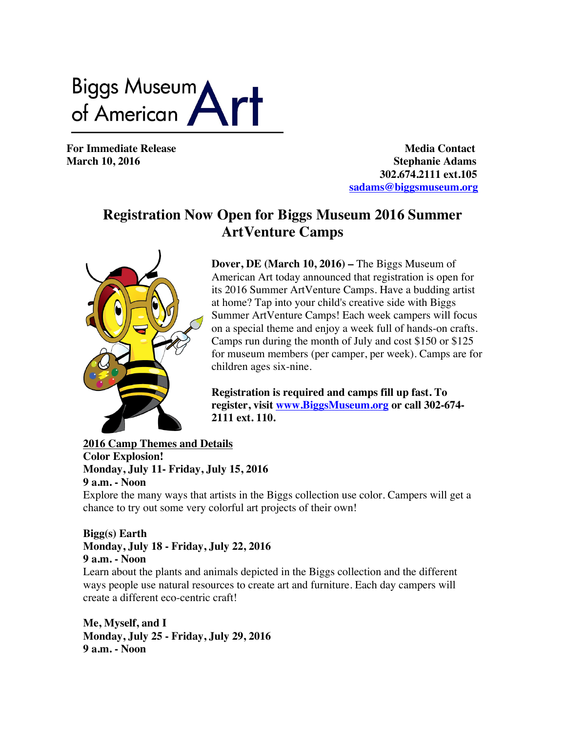Biggs Museum of American Art

**For Immediate Release**
**March 10, 2016**

**Media Contact**
**Stephanie Adams**
**302.674.2111 ext.105**
**sadams@biggsmuseum.org**

# Registration Now Open for Biggs Museum 2016 Summer ArtVenture Camps

**Dover, DE (March 10, 2016) –** The Biggs Museum of American Art today announced that registration is open for its 2016 Summer ArtVenture Camps. Have a budding artist at home? Tap into your child's creative side with Biggs Summer ArtVenture Camps! Each week campers will focus on a special theme and enjoy a week full of hands-on crafts. Camps run during the month of July and cost $150 or $125 for museum members (per camper, per week). Camps are for children ages six-nine.

**Registration is required and camps fill up fast. To register, visit www.BiggsMuseum.org or call 302-674-2111 ext. 110.**

**2016 Camp Themes and Details**

**Color Explosion!**
**Monday, July 11- Friday, July 15, 2016**
**9 a.m. - Noon**
Explore the many ways that artists in the Biggs collection use color. Campers will get a chance to try out some very colorful art projects of their own!

**Bigg(s) Earth**
**Monday, July 18 - Friday, July 22, 2016**
**9 a.m. - Noon**
Learn about the plants and animals depicted in the Biggs collection and the different ways people use natural resources to create art and furniture. Each day campers will create a different eco-centric craft!

**Me, Myself, and I**
**Monday, July 25 - Friday, July 29, 2016**
**9 a.m. - Noon**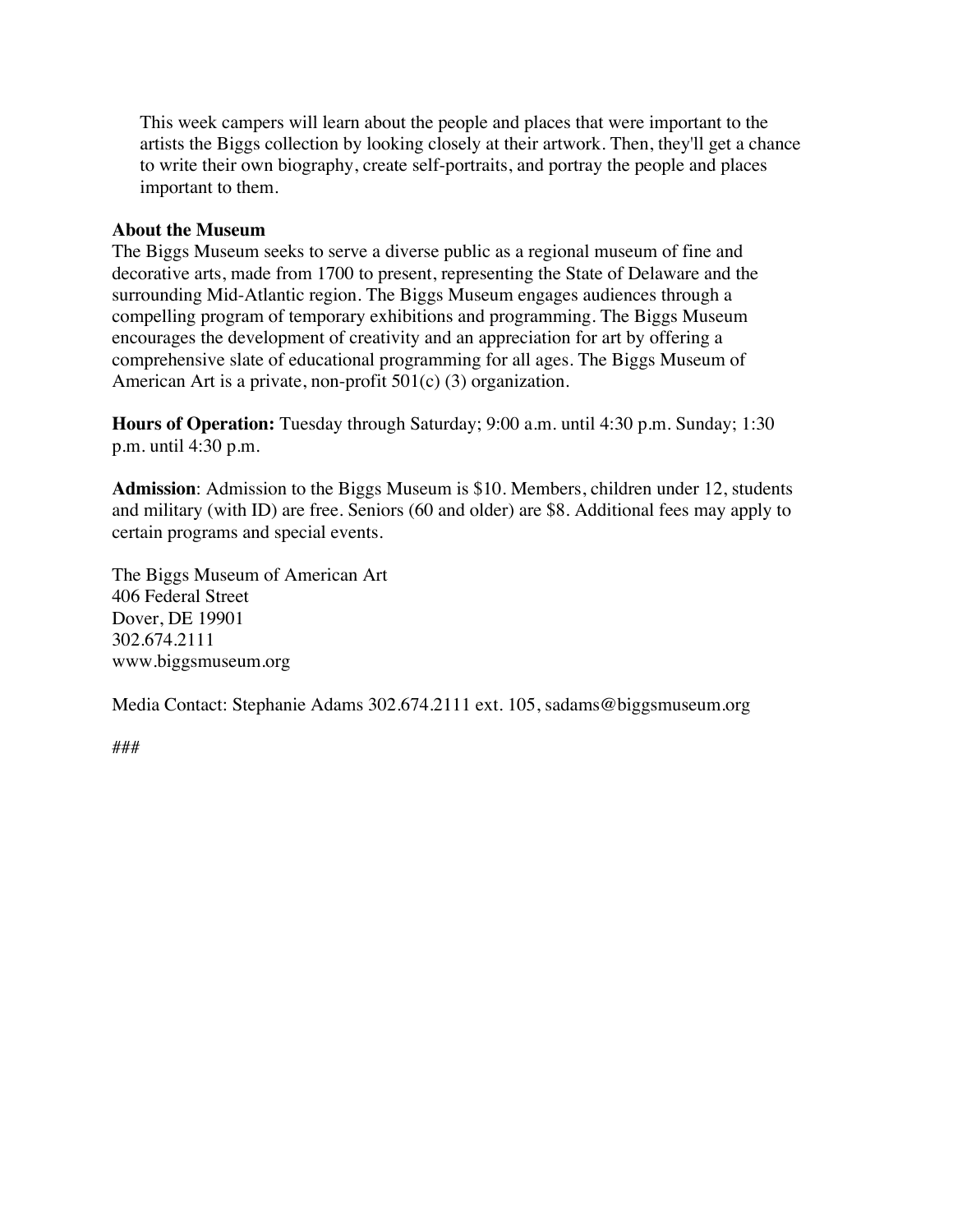This week campers will learn about the people and places that were important to the artists the Biggs collection by looking closely at their artwork. Then, they'll get a chance to write their own biography, create self-portraits, and portray the people and places important to them.

**About the Museum**
The Biggs Museum seeks to serve a diverse public as a regional museum of fine and decorative arts, made from 1700 to present, representing the State of Delaware and the surrounding Mid-Atlantic region. The Biggs Museum engages audiences through a compelling program of temporary exhibitions and programming. The Biggs Museum encourages the development of creativity and an appreciation for art by offering a comprehensive slate of educational programming for all ages. The Biggs Museum of American Art is a private, non-profit 501(c) (3) organization.

**Hours of Operation:** Tuesday through Saturday; 9:00 a.m. until 4:30 p.m. Sunday; 1:30 p.m. until 4:30 p.m.

**Admission**: Admission to the Biggs Museum is $10. Members, children under 12, students and military (with ID) are free. Seniors (60 and older) are $8. Additional fees may apply to certain programs and special events.

The Biggs Museum of American Art
406 Federal Street
Dover, DE 19901
302.674.2111
www.biggsmuseum.org

Media Contact: Stephanie Adams 302.674.2111 ext. 105, sadams@biggsmuseum.org

###